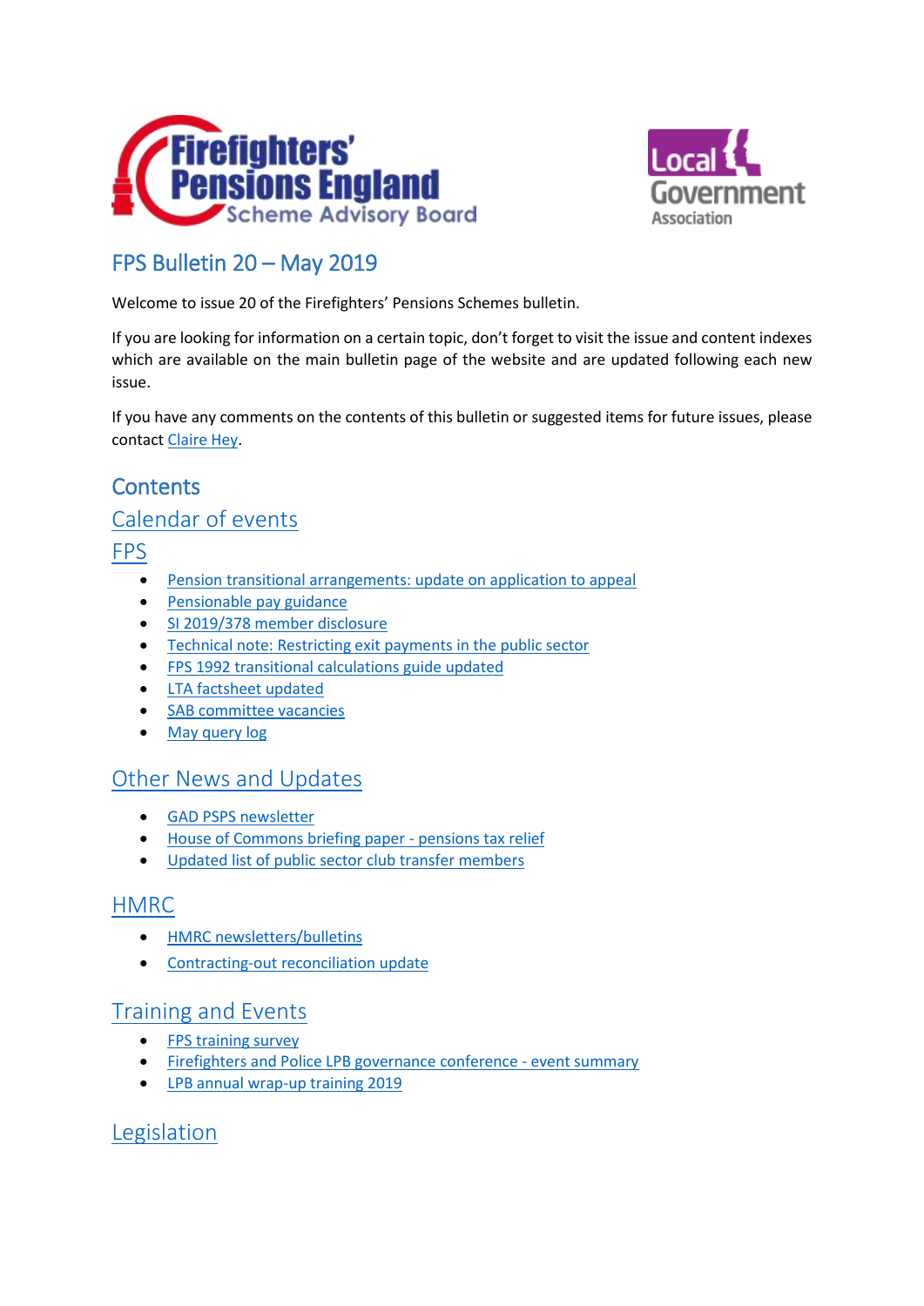Firefighters' Pensions England Scheme Advisory Board

Local Government Association

# FPS Bulletin 20 – May 2019

Welcome to issue 20 of the Firefighters' Pensions Schemes bulletin.

If you are looking for information on a certain topic, don't forget to visit the issue and content indexes which are available on the main bulletin page of the website and are updated following each new issue.

If you have any comments on the contents of this bulletin or suggested items for future issues, please contact Claire Hey.

## Contents

### Calendar of events

### FPS

- Pension transitional arrangements: update on application to appeal
- Pensionable pay guidance
- SI 2019/378 member disclosure
- Technical note: Restricting exit payments in the public sector
- FPS 1992 transitional calculations guide updated
- LTA factsheet updated
- SAB committee vacancies
- May query log

### Other News and Updates

- GAD PSPS newsletter
- House of Commons briefing paper - pensions tax relief
- Updated list of public sector club transfer members

### HMRC

- HMRC newsletters/bulletins
- Contracting-out reconciliation update

### Training and Events

- FPS training survey
- Firefighters and Police LPB governance conference - event summary
- LPB annual wrap-up training 2019

### Legislation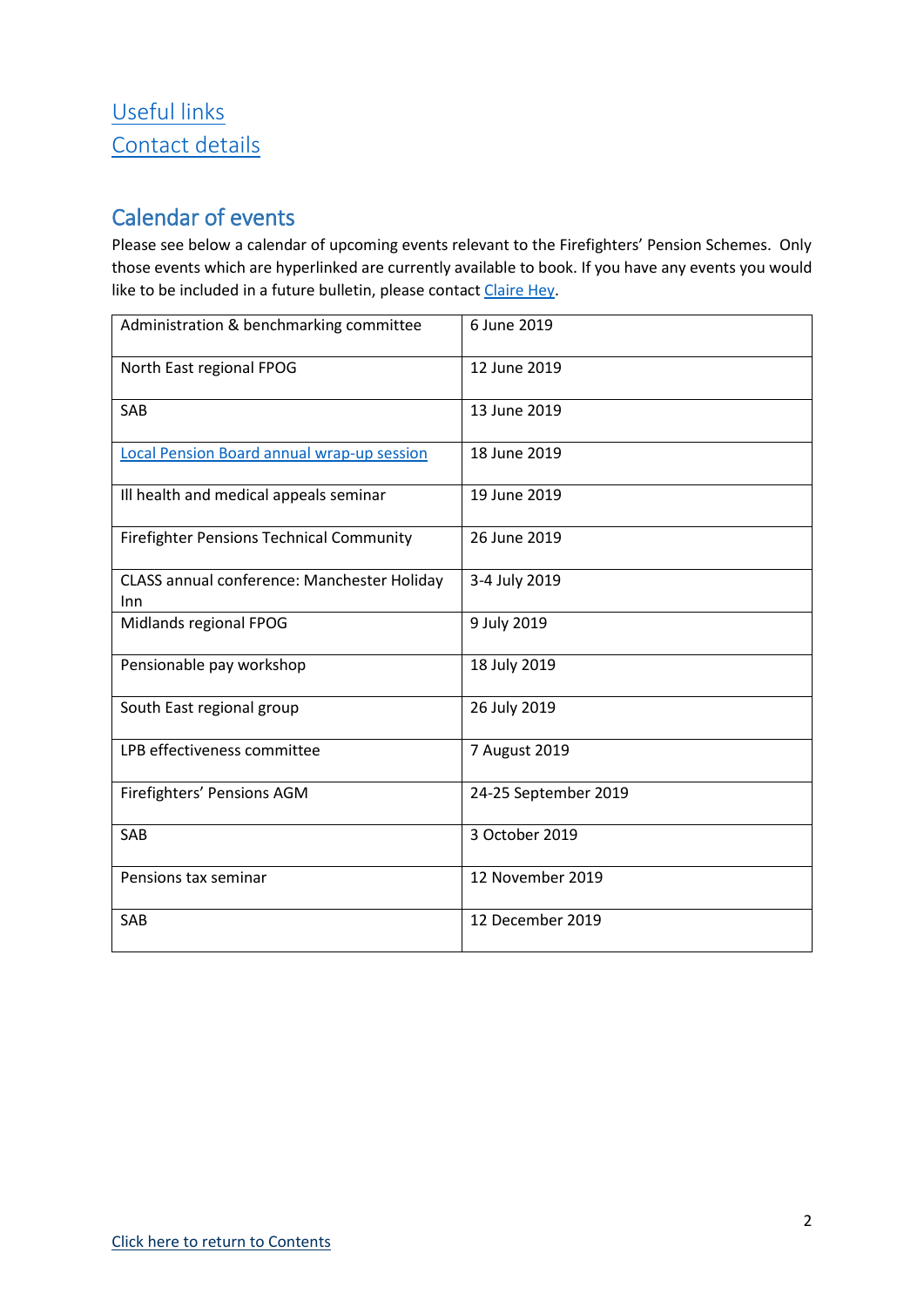[Useful links](#)
[Contact details](#)

## Calendar of events

Please see below a calendar of upcoming events relevant to the Firefighters' Pension Schemes. Only those events which are hyperlinked are currently available to book. If you have any events you would like to be included in a future bulletin, please contact [Claire Hey](#).

| Event | Date |
|---|---|
| Administration & benchmarking committee | 6 June 2019 |
| North East regional FPOG | 12 June 2019 |
| SAB | 13 June 2019 |
| [Local Pension Board annual wrap-up session](#) | 18 June 2019 |
| Ill health and medical appeals seminar | 19 June 2019 |
| Firefighter Pensions Technical Community | 26 June 2019 |
| CLASS annual conference: Manchester Holiday Inn | 3-4 July 2019 |
| Midlands regional FPOG | 9 July 2019 |
| Pensionable pay workshop | 18 July 2019 |
| South East regional group | 26 July 2019 |
| LPB effectiveness committee | 7 August 2019 |
| Firefighters' Pensions AGM | 24-25 September 2019 |
| SAB | 3 October 2019 |
| Pensions tax seminar | 12 November 2019 |
| SAB | 12 December 2019 |

[Click here to return to Contents](#)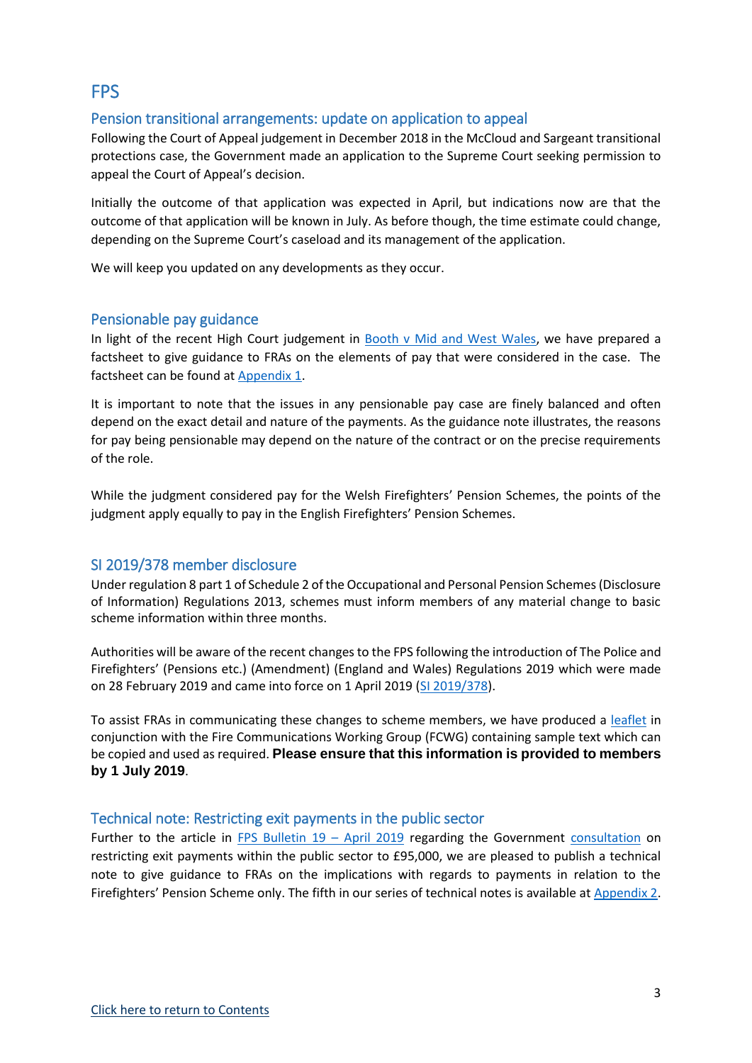# FPS

## Pension transitional arrangements: update on application to appeal

Following the Court of Appeal judgement in December 2018 in the McCloud and Sargeant transitional protections case, the Government made an application to the Supreme Court seeking permission to appeal the Court of Appeal's decision.

Initially the outcome of that application was expected in April, but indications now are that the outcome of that application will be known in July. As before though, the time estimate could change, depending on the Supreme Court's caseload and its management of the application.

We will keep you updated on any developments as they occur.

## Pensionable pay guidance

In light of the recent High Court judgement in Booth v Mid and West Wales, we have prepared a factsheet to give guidance to FRAs on the elements of pay that were considered in the case. The factsheet can be found at Appendix 1.

It is important to note that the issues in any pensionable pay case are finely balanced and often depend on the exact detail and nature of the payments. As the guidance note illustrates, the reasons for pay being pensionable may depend on the nature of the contract or on the precise requirements of the role.

While the judgment considered pay for the Welsh Firefighters' Pension Schemes, the points of the judgment apply equally to pay in the English Firefighters' Pension Schemes.

## SI 2019/378 member disclosure

Under regulation 8 part 1 of Schedule 2 of the Occupational and Personal Pension Schemes (Disclosure of Information) Regulations 2013, schemes must inform members of any material change to basic scheme information within three months.

Authorities will be aware of the recent changes to the FPS following the introduction of The Police and Firefighters' (Pensions etc.) (Amendment) (England and Wales) Regulations 2019 which were made on 28 February 2019 and came into force on 1 April 2019 (SI 2019/378).

To assist FRAs in communicating these changes to scheme members, we have produced a leaflet in conjunction with the Fire Communications Working Group (FCWG) containing sample text which can be copied and used as required. **Please ensure that this information is provided to members by 1 July 2019**.

## Technical note: Restricting exit payments in the public sector

Further to the article in FPS Bulletin 19 – April 2019 regarding the Government consultation on restricting exit payments within the public sector to £95,000, we are pleased to publish a technical note to give guidance to FRAs on the implications with regards to payments in relation to the Firefighters' Pension Scheme only. The fifth in our series of technical notes is available at Appendix 2.

Click here to return to Contents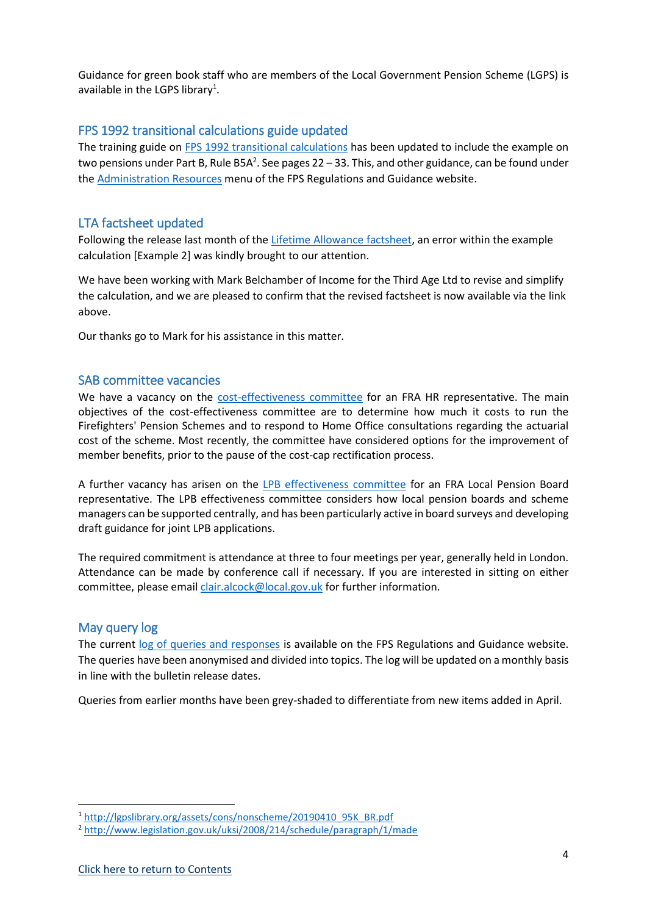Guidance for green book staff who are members of the Local Government Pension Scheme (LGPS) is available in the LGPS library[1].

## FPS 1992 transitional calculations guide updated

The training guide on FPS 1992 transitional calculations has been updated to include the example on two pensions under Part B, Rule B5A[2]. See pages 22 – 33. This, and other guidance, can be found under the Administration Resources menu of the FPS Regulations and Guidance website.

## LTA factsheet updated

Following the release last month of the Lifetime Allowance factsheet, an error within the example calculation [Example 2] was kindly brought to our attention.

We have been working with Mark Belchamber of Income for the Third Age Ltd to revise and simplify the calculation, and we are pleased to confirm that the revised factsheet is now available via the link above.

Our thanks go to Mark for his assistance in this matter.

## SAB committee vacancies

We have a vacancy on the cost-effectiveness committee for an FRA HR representative. The main objectives of the cost-effectiveness committee are to determine how much it costs to run the Firefighters' Pension Schemes and to respond to Home Office consultations regarding the actuarial cost of the scheme. Most recently, the committee have considered options for the improvement of member benefits, prior to the pause of the cost-cap rectification process.

A further vacancy has arisen on the LPB effectiveness committee for an FRA Local Pension Board representative. The LPB effectiveness committee considers how local pension boards and scheme managers can be supported centrally, and has been particularly active in board surveys and developing draft guidance for joint LPB applications.

The required commitment is attendance at three to four meetings per year, generally held in London. Attendance can be made by conference call if necessary. If you are interested in sitting on either committee, please email clair.alcock@local.gov.uk for further information.

## May query log

The current log of queries and responses is available on the FPS Regulations and Guidance website. The queries have been anonymised and divided into topics. The log will be updated on a monthly basis in line with the bulletin release dates.

Queries from earlier months have been grey-shaded to differentiate from new items added in April.

---

[1] http://lgpslibrary.org/assets/cons/nonscheme/20190410_95K_BR.pdf

[2] http://www.legislation.gov.uk/uksi/2008/214/schedule/paragraph/1/made

Click here to return to Contents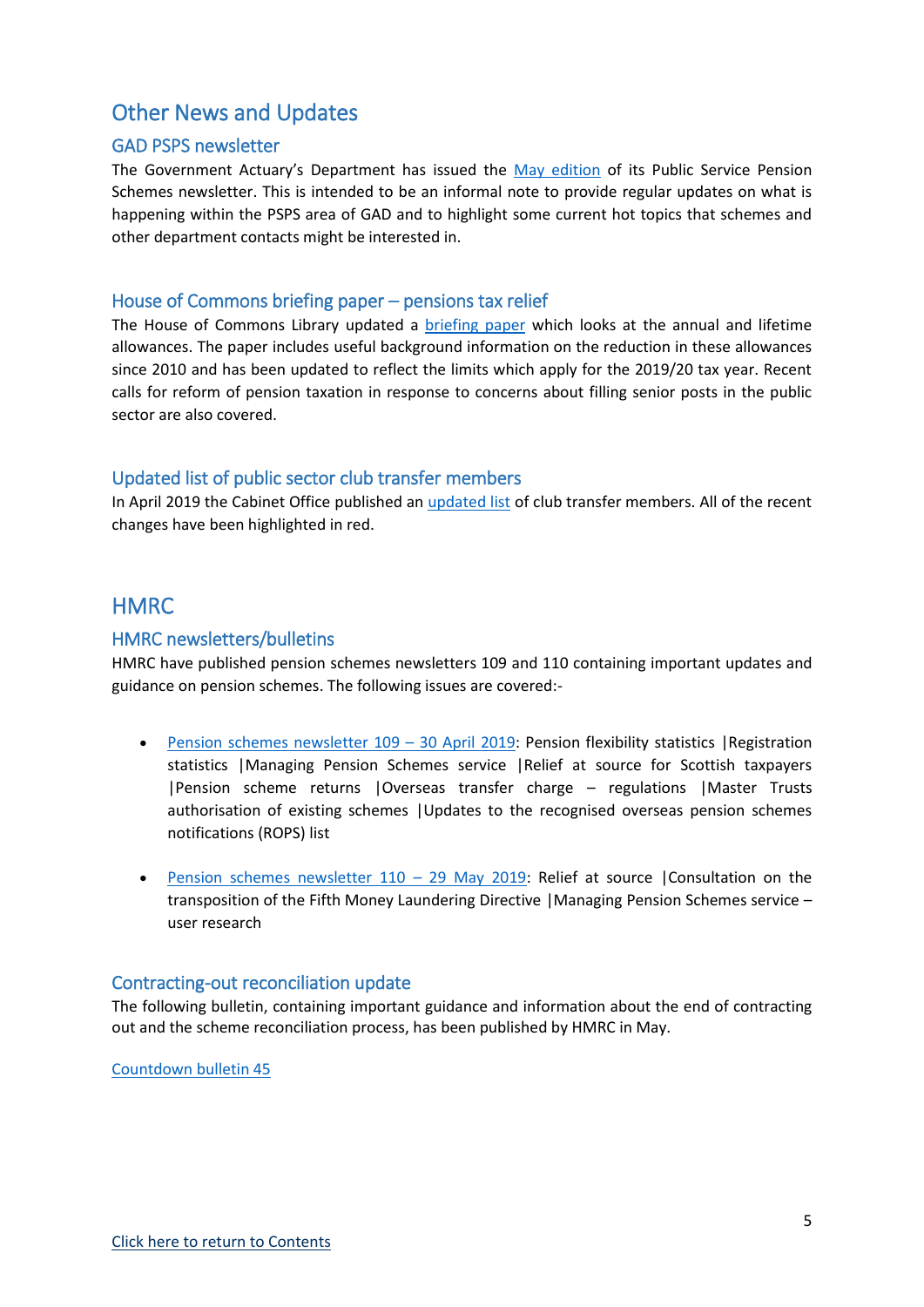# Other News and Updates

## GAD PSPS newsletter

The Government Actuary's Department has issued the May edition of its Public Service Pension Schemes newsletter. This is intended to be an informal note to provide regular updates on what is happening within the PSPS area of GAD and to highlight some current hot topics that schemes and other department contacts might be interested in.

## House of Commons briefing paper – pensions tax relief

The House of Commons Library updated a briefing paper which looks at the annual and lifetime allowances. The paper includes useful background information on the reduction in these allowances since 2010 and has been updated to reflect the limits which apply for the 2019/20 tax year. Recent calls for reform of pension taxation in response to concerns about filling senior posts in the public sector are also covered.

## Updated list of public sector club transfer members

In April 2019 the Cabinet Office published an updated list of club transfer members. All of the recent changes have been highlighted in red.

# HMRC

## HMRC newsletters/bulletins

HMRC have published pension schemes newsletters 109 and 110 containing important updates and guidance on pension schemes. The following issues are covered:-

- Pension schemes newsletter 109 – 30 April 2019: Pension flexibility statistics |Registration statistics |Managing Pension Schemes service |Relief at source for Scottish taxpayers |Pension scheme returns |Overseas transfer charge – regulations |Master Trusts authorisation of existing schemes |Updates to the recognised overseas pension schemes notifications (ROPS) list

- Pension schemes newsletter 110 – 29 May 2019: Relief at source |Consultation on the transposition of the Fifth Money Laundering Directive |Managing Pension Schemes service – user research

## Contracting-out reconciliation update

The following bulletin, containing important guidance and information about the end of contracting out and the scheme reconciliation process, has been published by HMRC in May.

Countdown bulletin 45

Click here to return to Contents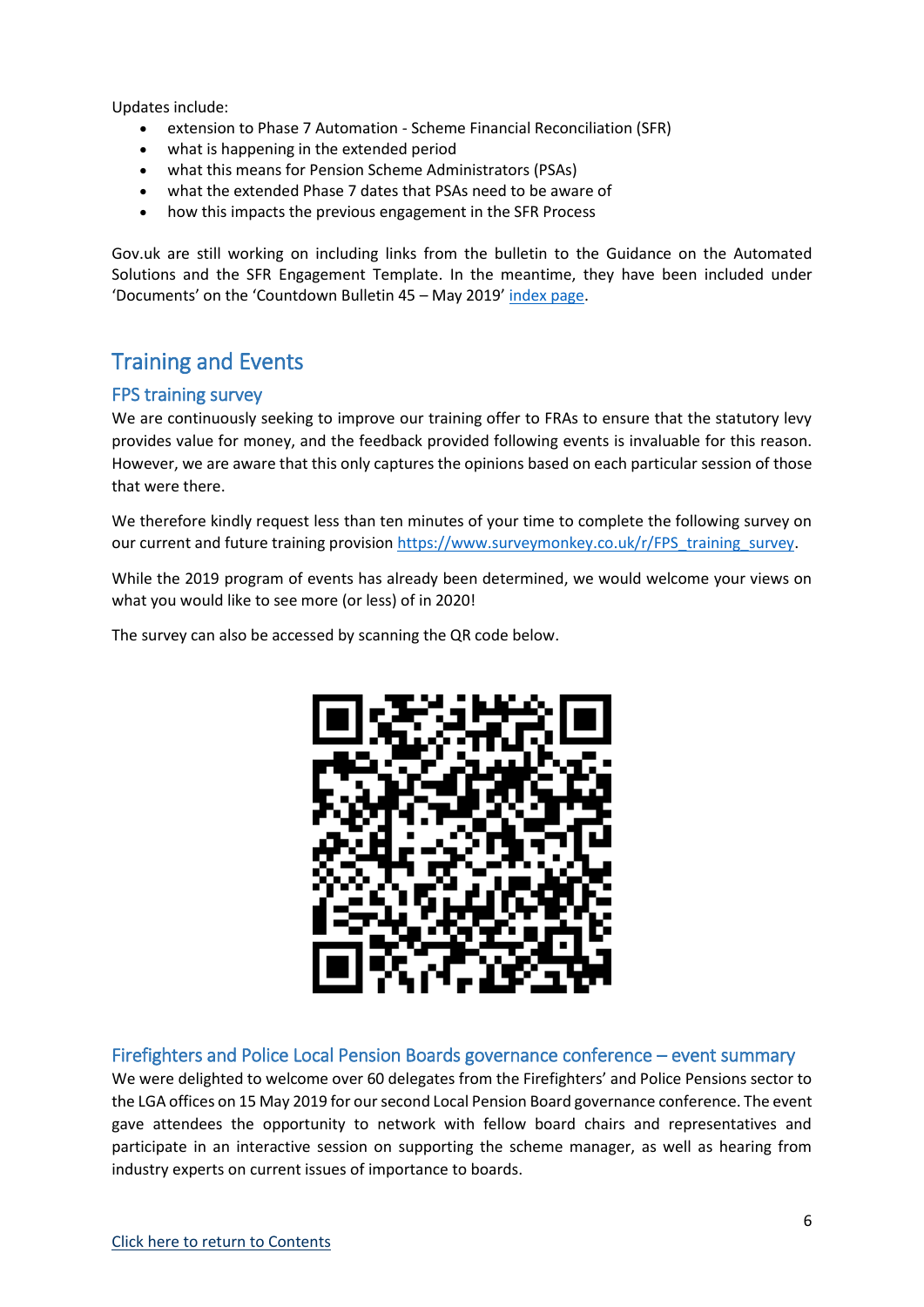Updates include:

- extension to Phase 7 Automation - Scheme Financial Reconciliation (SFR)
- what is happening in the extended period
- what this means for Pension Scheme Administrators (PSAs)
- what the extended Phase 7 dates that PSAs need to be aware of
- how this impacts the previous engagement in the SFR Process

Gov.uk are still working on including links from the bulletin to the Guidance on the Automated Solutions and the SFR Engagement Template. In the meantime, they have been included under 'Documents' on the 'Countdown Bulletin 45 – May 2019' index page.

## Training and Events

### FPS training survey

We are continuously seeking to improve our training offer to FRAs to ensure that the statutory levy provides value for money, and the feedback provided following events is invaluable for this reason. However, we are aware that this only captures the opinions based on each particular session of those that were there.

We therefore kindly request less than ten minutes of your time to complete the following survey on our current and future training provision https://www.surveymonkey.co.uk/r/FPS_training_survey.

While the 2019 program of events has already been determined, we would welcome your views on what you would like to see more (or less) of in 2020!

The survey can also be accessed by scanning the QR code below.

### Firefighters and Police Local Pension Boards governance conference – event summary

We were delighted to welcome over 60 delegates from the Firefighters' and Police Pensions sector to the LGA offices on 15 May 2019 for our second Local Pension Board governance conference. The event gave attendees the opportunity to network with fellow board chairs and representatives and participate in an interactive session on supporting the scheme manager, as well as hearing from industry experts on current issues of importance to boards.

Click here to return to Contents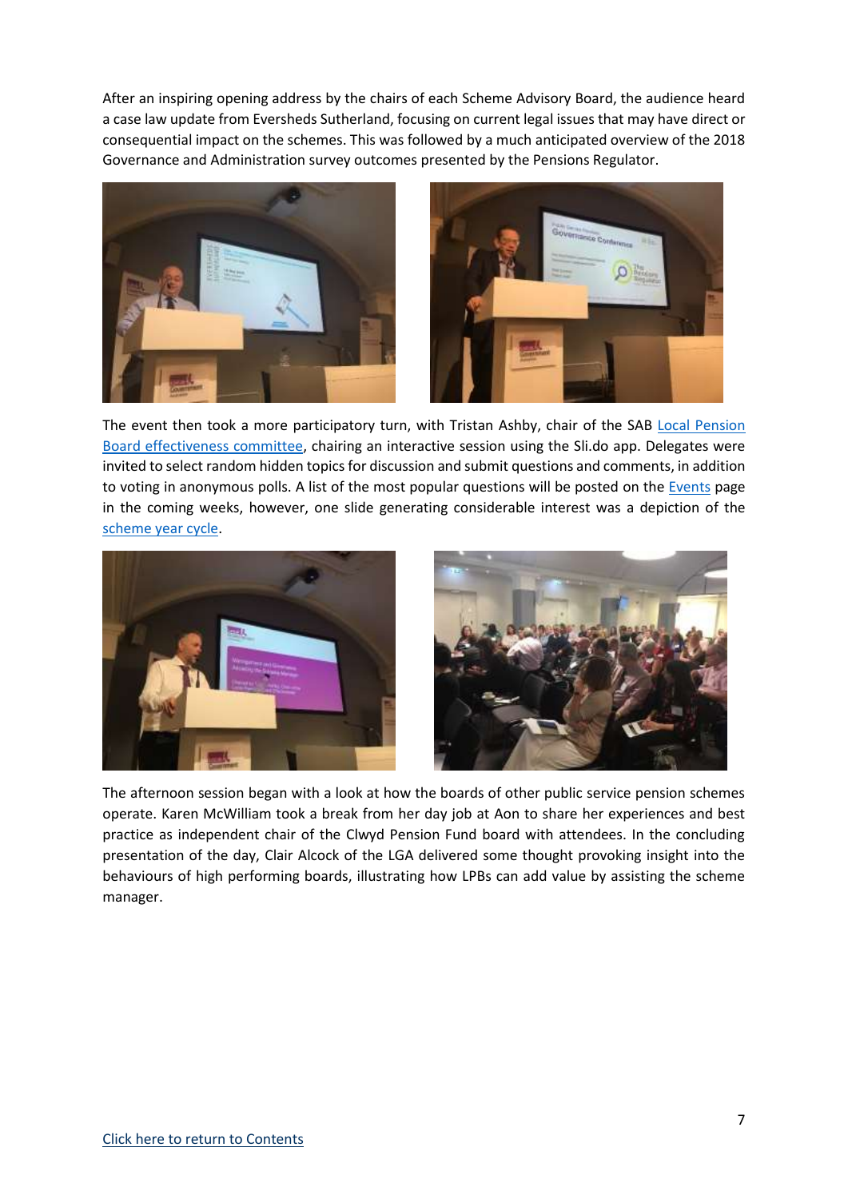After an inspiring opening address by the chairs of each Scheme Advisory Board, the audience heard a case law update from Eversheds Sutherland, focusing on current legal issues that may have direct or consequential impact on the schemes. This was followed by a much anticipated overview of the 2018 Governance and Administration survey outcomes presented by the Pensions Regulator.

The event then took a more participatory turn, with Tristan Ashby, chair of the SAB [Local Pension Board effectiveness committee], chairing an interactive session using the Sli.do app. Delegates were invited to select random hidden topics for discussion and submit questions and comments, in addition to voting in anonymous polls. A list of the most popular questions will be posted on the [Events] page in the coming weeks, however, one slide generating considerable interest was a depiction of the [scheme year cycle].

The afternoon session began with a look at how the boards of other public service pension schemes operate. Karen McWilliam took a break from her day job at Aon to share her experiences and best practice as independent chair of the Clwyd Pension Fund board with attendees. In the concluding presentation of the day, Clair Alcock of the LGA delivered some thought provoking insight into the behaviours of high performing boards, illustrating how LPBs can add value by assisting the scheme manager.

[Click here to return to Contents]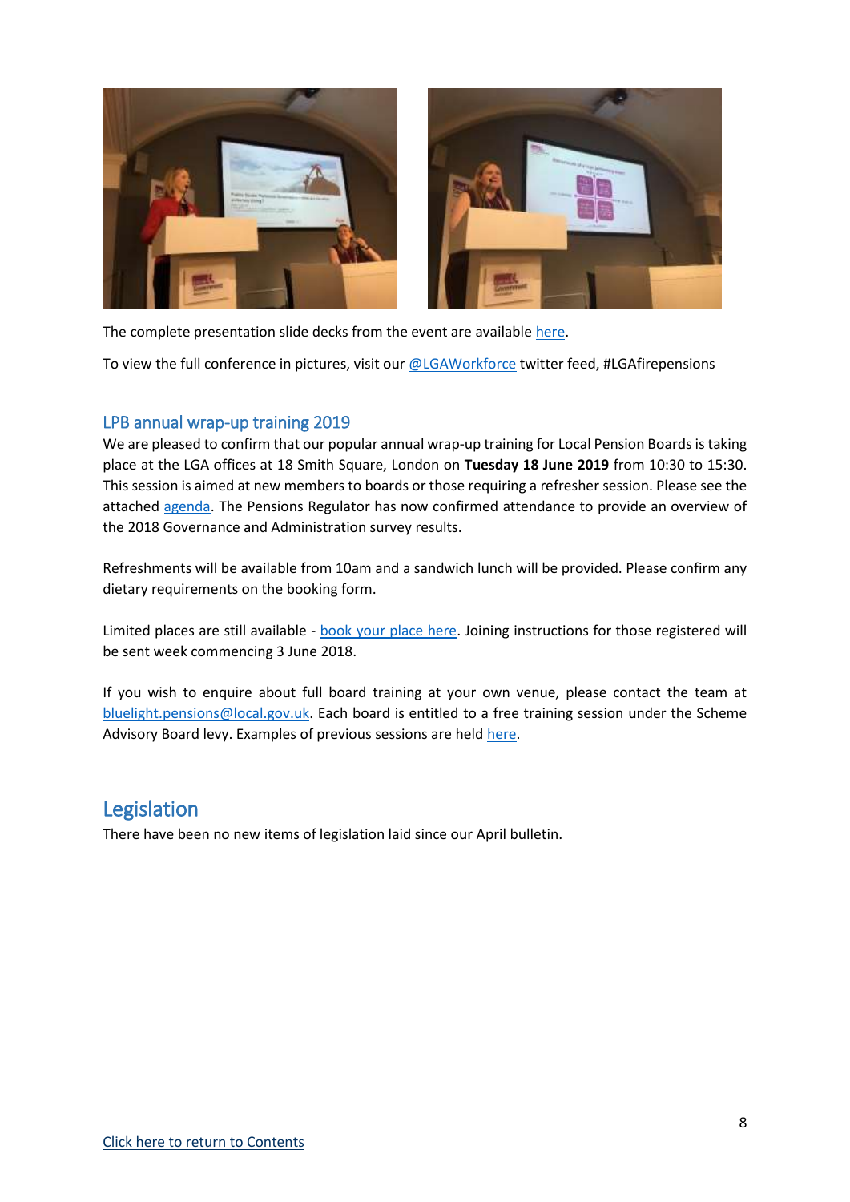The complete presentation slide decks from the event are available [here](#).

To view the full conference in pictures, visit our [@LGAWorkforce](#) twitter feed, #LGAfirepensions

### LPB annual wrap-up training 2019

We are pleased to confirm that our popular annual wrap-up training for Local Pension Boards is taking place at the LGA offices at 18 Smith Square, London on **Tuesday 18 June 2019** from 10:30 to 15:30. This session is aimed at new members to boards or those requiring a refresher session. Please see the attached [agenda](#). The Pensions Regulator has now confirmed attendance to provide an overview of the 2018 Governance and Administration survey results.

Refreshments will be available from 10am and a sandwich lunch will be provided. Please confirm any dietary requirements on the booking form.

Limited places are still available - [book your place here](#). Joining instructions for those registered will be sent week commencing 3 June 2018.

If you wish to enquire about full board training at your own venue, please contact the team at [bluelight.pensions@local.gov.uk](mailto:bluelight.pensions@local.gov.uk). Each board is entitled to a free training session under the Scheme Advisory Board levy. Examples of previous sessions are held [here](#).

## Legislation

There have been no new items of legislation laid since our April bulletin.

[Click here to return to Contents](#)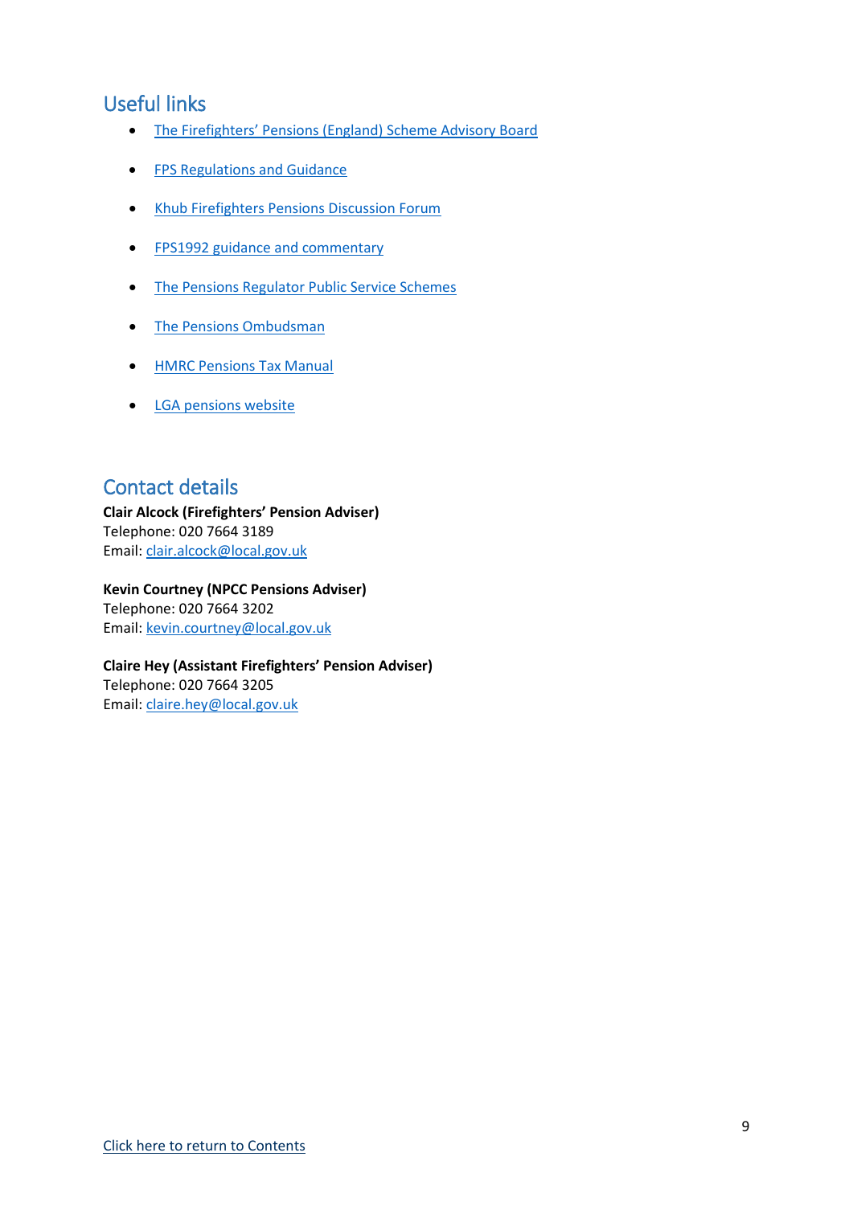## Useful links

- The Firefighters' Pensions (England) Scheme Advisory Board
- FPS Regulations and Guidance
- Khub Firefighters Pensions Discussion Forum
- FPS1992 guidance and commentary
- The Pensions Regulator Public Service Schemes
- The Pensions Ombudsman
- HMRC Pensions Tax Manual
- LGA pensions website

## Contact details

**Clair Alcock (Firefighters' Pension Adviser)**
Telephone: 020 7664 3189
Email: clair.alcock@local.gov.uk

**Kevin Courtney (NPCC Pensions Adviser)**
Telephone: 020 7664 3202
Email: kevin.courtney@local.gov.uk

**Claire Hey (Assistant Firefighters' Pension Adviser)**
Telephone: 020 7664 3205
Email: claire.hey@local.gov.uk

Click here to return to Contents